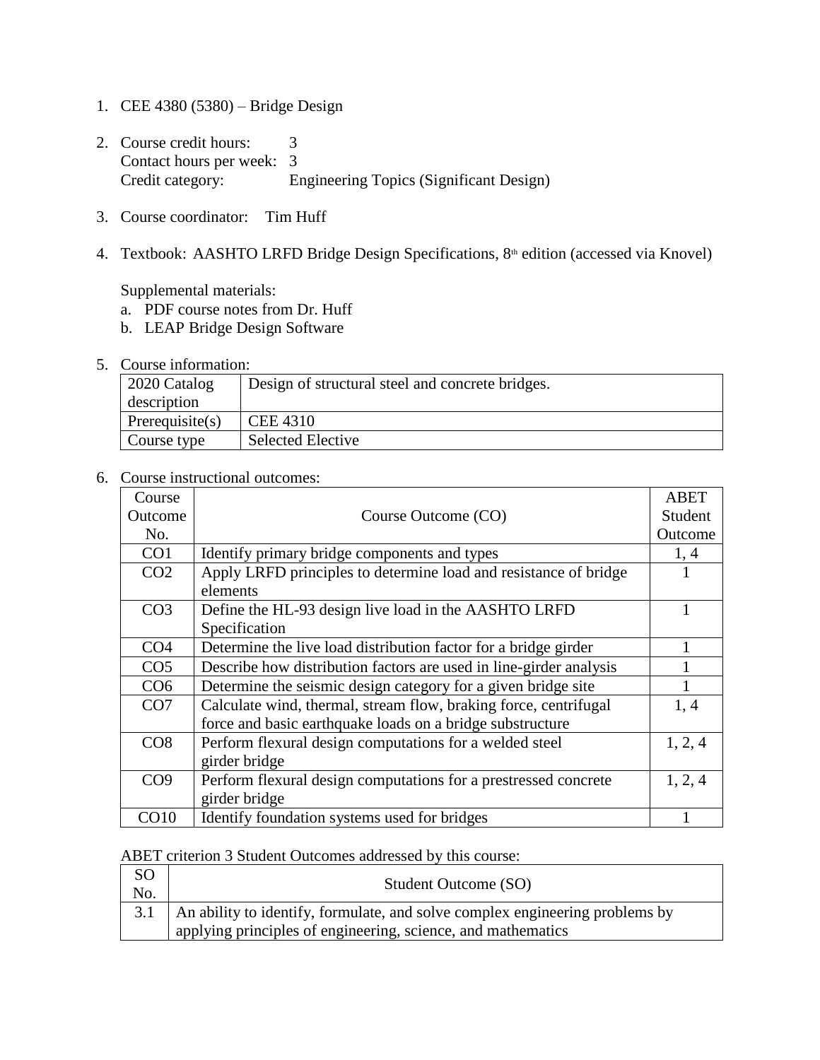1. CEE 4380 (5380) – Bridge Design

2. Course credit hours: 3
   Contact hours per week: 3
   Credit category: Engineering Topics (Significant Design)

3. Course coordinator: Tim Huff

4. Textbook: AASHTO LRFD Bridge Design Specifications, 8th edition (accessed via Knovel)

   Supplemental materials:
   a. PDF course notes from Dr. Huff
   b. LEAP Bridge Design Software

5. Course information:

| 2020 Catalog description | Design of structural steel and concrete bridges. |
|---|---|
| Prerequisite(s) | CEE 4310 |
| Course type | Selected Elective |

6. Course instructional outcomes:

| Course Outcome No. | Course Outcome (CO) | ABET Student Outcome |
|---|---|---|
| CO1 | Identify primary bridge components and types | 1, 4 |
| CO2 | Apply LRFD principles to determine load and resistance of bridge elements | 1 |
| CO3 | Define the HL-93 design live load in the AASHTO LRFD Specification | 1 |
| CO4 | Determine the live load distribution factor for a bridge girder | 1 |
| CO5 | Describe how distribution factors are used in line-girder analysis | 1 |
| CO6 | Determine the seismic design category for a given bridge site | 1 |
| CO7 | Calculate wind, thermal, stream flow, braking force, centrifugal force and basic earthquake loads on a bridge substructure | 1, 4 |
| CO8 | Perform flexural design computations for a welded steel girder bridge | 1, 2, 4 |
| CO9 | Perform flexural design computations for a prestressed concrete girder bridge | 1, 2, 4 |
| CO10 | Identify foundation systems used for bridges | 1 |

ABET criterion 3 Student Outcomes addressed by this course:

| SO No. | Student Outcome (SO) |
|---|---|
| 3.1 | An ability to identify, formulate, and solve complex engineering problems by applying principles of engineering, science, and mathematics |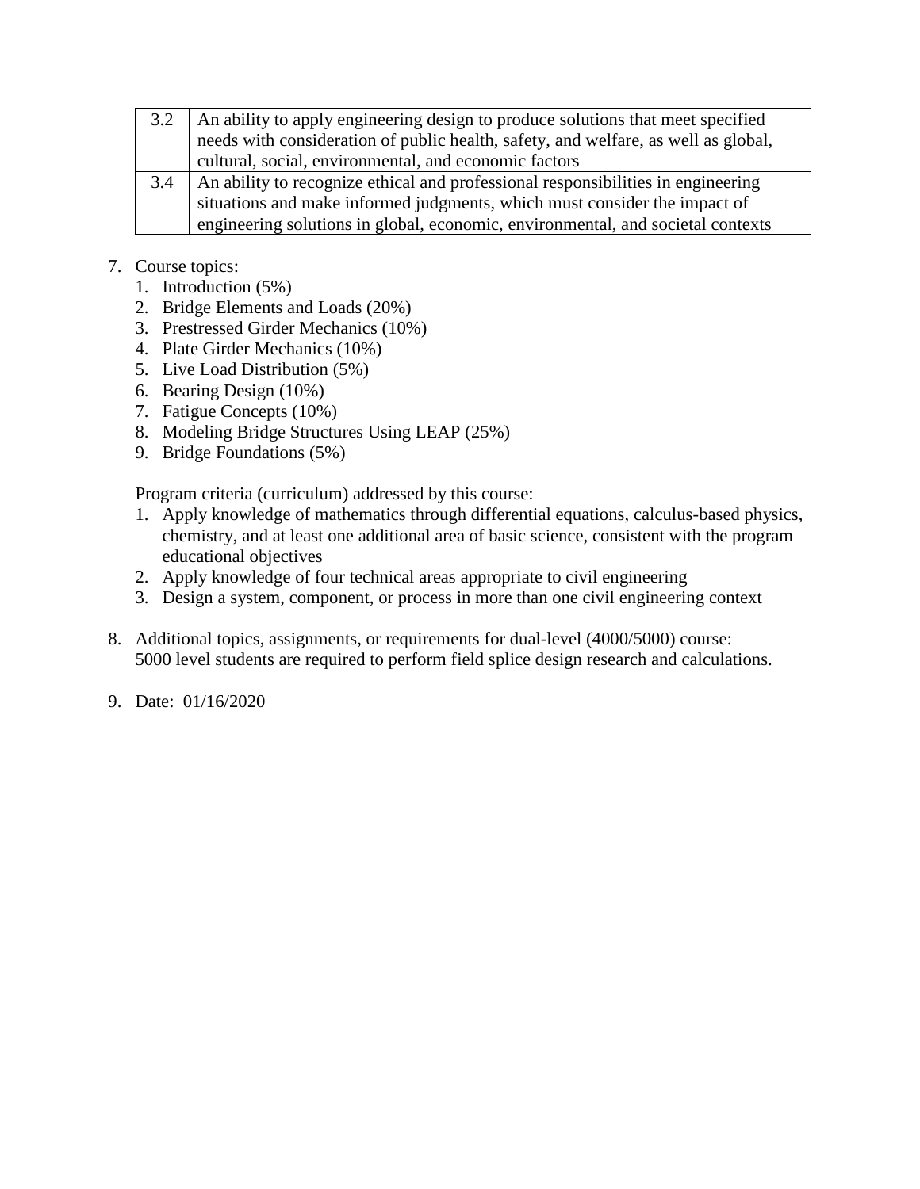| | |
|---|---|
| 3.2 | An ability to apply engineering design to produce solutions that meet specified needs with consideration of public health, safety, and welfare, as well as global, cultural, social, environmental, and economic factors |
| 3.4 | An ability to recognize ethical and professional responsibilities in engineering situations and make informed judgments, which must consider the impact of engineering solutions in global, economic, environmental, and societal contexts |

7. Course topics:
   1. Introduction (5%)
   2. Bridge Elements and Loads (20%)
   3. Prestressed Girder Mechanics (10%)
   4. Plate Girder Mechanics (10%)
   5. Live Load Distribution (5%)
   6. Bearing Design (10%)
   7. Fatigue Concepts (10%)
   8. Modeling Bridge Structures Using LEAP (25%)
   9. Bridge Foundations (5%)

   Program criteria (curriculum) addressed by this course:
   1. Apply knowledge of mathematics through differential equations, calculus-based physics, chemistry, and at least one additional area of basic science, consistent with the program educational objectives
   2. Apply knowledge of four technical areas appropriate to civil engineering
   3. Design a system, component, or process in more than one civil engineering context

8. Additional topics, assignments, or requirements for dual-level (4000/5000) course:
   5000 level students are required to perform field splice design research and calculations.

9. Date: 01/16/2020